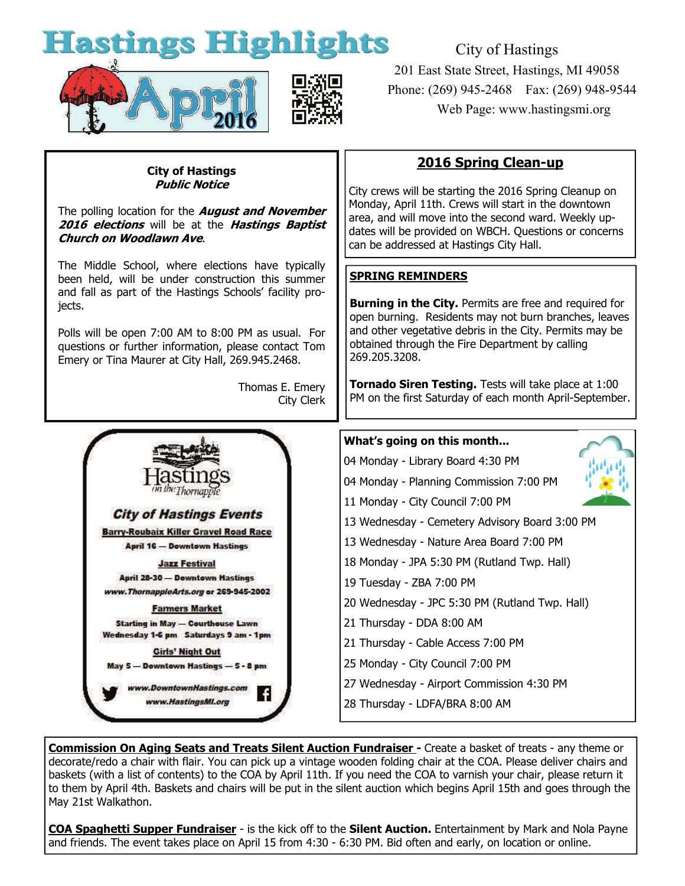# Hastings Highlights

April 2016

City of Hastings
201 East State Street, Hastings, MI 49058
Phone: (269) 945-2468 Fax: (269) 948-9544
Web Page: www.hastingsmi.org

## City of Hastings
### *Public Notice*

The polling location for the ***August and November 2016 elections*** will be at the ***Hastings Baptist Church on Woodlawn Ave***.

The Middle School, where elections have typically been held, will be under construction this summer and fall as part of the Hastings Schools' facility projects.

Polls will be open 7:00 AM to 8:00 PM as usual. For questions or further information, please contact Tom Emery or Tina Maurer at City Hall, 269.945.2468.

Thomas E. Emery
City Clerk

## 2016 Spring Clean-up

City crews will be starting the 2016 Spring Cleanup on Monday, April 11th. Crews will start in the downtown area, and will move into the second ward. Weekly updates will be provided on WBCH. Questions or concerns can be addressed at Hastings City Hall.

## SPRING REMINDERS

**Burning in the City.** Permits are free and required for open burning. Residents may not burn branches, leaves and other vegetative debris in the City. Permits may be obtained through the Fire Department by calling 269.205.3208.

**Tornado Siren Testing.** Tests will take place at 1:00 PM on the first Saturday of each month April-September.

## Hastings on the Thornapple

### *City of Hastings Events*

**Barry-Roubaix Killer Gravel Road Race**
April 16 — Downtown Hastings

**Jazz Festival**
April 28-30 — Downtown Hastings
*www.ThornappleArts.org* or 269-945-2002

**Farmers Market**
Starting in May — Courthouse Lawn
Wednesday 1-6 pm Saturdays 9 am - 1pm

**Girls' Night Out**
May 5 — Downtown Hastings — 5 - 8 pm

*www.DowntownHastings.com*
*www.HastingsMI.org*

## What's going on this month...

04 Monday - Library Board 4:30 PM
04 Monday - Planning Commission 7:00 PM
11 Monday - City Council 7:00 PM
13 Wednesday - Cemetery Advisory Board 3:00 PM
13 Wednesday - Nature Area Board 7:00 PM
18 Monday - JPA 5:30 PM (Rutland Twp. Hall)
19 Tuesday - ZBA 7:00 PM
20 Wednesday - JPC 5:30 PM (Rutland Twp. Hall)
21 Thursday - DDA 8:00 AM
21 Thursday - Cable Access 7:00 PM
25 Monday - City Council 7:00 PM
27 Wednesday - Airport Commission 4:30 PM
28 Thursday - LDFA/BRA 8:00 AM

**Commission On Aging Seats and Treats Silent Auction Fundraiser -** Create a basket of treats - any theme or decorate/redo a chair with flair. You can pick up a vintage wooden folding chair at the COA. Please deliver chairs and baskets (with a list of contents) to the COA by April 11th. If you need the COA to varnish your chair, please return it to them by April 4th. Baskets and chairs will be put in the silent auction which begins April 15th and goes through the May 21st Walkathon.

**COA Spaghetti Supper Fundraiser** - is the kick off to the **Silent Auction.** Entertainment by Mark and Nola Payne and friends. The event takes place on April 15 from 4:30 - 6:30 PM. Bid often and early, on location or online.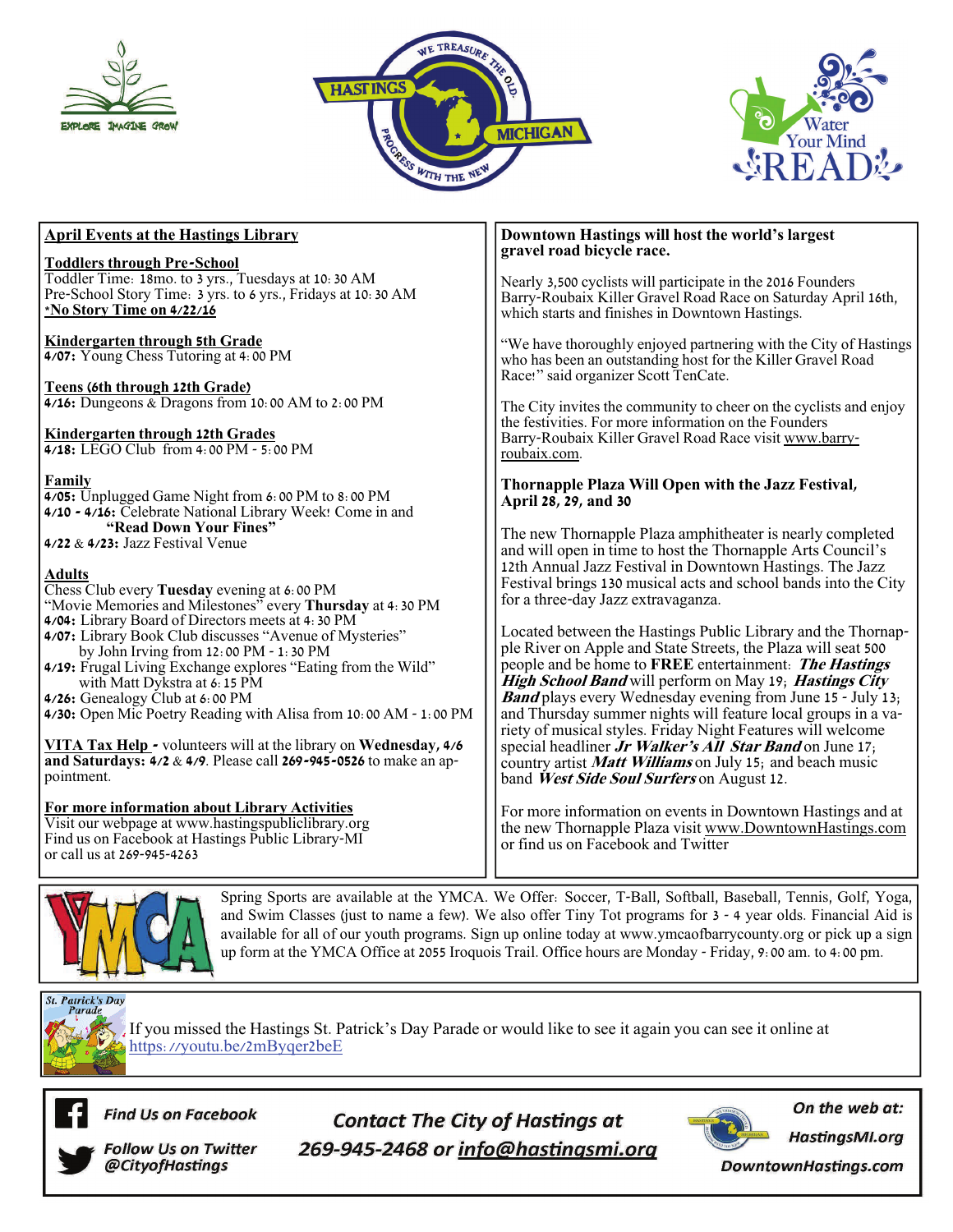EXPLORE IMAGINE GROW

HASTINGS MICHIGAN — WE TREASURE THE OLD. PROGRESS WITH THE NEW

Water Your Mind READ

## April Events at the Hastings Library

**Toddlers through Pre-School**
Toddler Time: 18mo. to 3 yrs., Tuesdays at 10:30 AM
Pre-School Story Time: 3 yrs. to 6 yrs., Fridays at 10:30 AM
***No Story Time on 4/22/16**

**Kindergarten through 5th Grade**
**4/07:** Young Chess Tutoring at 4:00 PM

**Teens (6th through 12th Grade)**
**4/16:** Dungeons & Dragons from 10:00 AM to 2:00 PM

**Kindergarten through 12th Grades**
**4/18:** LEGO Club from 4:00 PM - 5:00 PM

**Family**
**4/05:** Unplugged Game Night from 6:00 PM to 8:00 PM
**4/10 - 4/16:** Celebrate National Library Week! Come in and **"Read Down Your Fines"**
**4/22** & **4/23:** Jazz Festival Venue

**Adults**
Chess Club every **Tuesday** evening at 6:00 PM
"Movie Memories and Milestones" every **Thursday** at 4:30 PM
**4/04:** Library Board of Directors meets at 4:30 PM
**4/07:** Library Book Club discusses "Avenue of Mysteries" by John Irving from 12:00 PM - 1:30 PM
**4/19:** Frugal Living Exchange explores "Eating from the Wild" with Matt Dykstra at 6:15 PM
**4/26:** Genealogy Club at 6:00 PM
**4/30:** Open Mic Poetry Reading with Alisa from 10:00 AM - 1:00 PM

**VITA Tax Help -** volunteers will at the library on **Wednesday, 4/6 and Saturdays: 4/2** & **4/9**. Please call **269-945-0526** to make an appointment.

**For more information about Library Activities**
Visit our webpage at www.hastingspubliclibrary.org
Find us on Facebook at Hastings Public Library-MI
or call us at 269-945-4263

## Downtown Hastings will host the world's largest gravel road bicycle race.

Nearly 3,500 cyclists will participate in the 2016 Founders Barry-Roubaix Killer Gravel Road Race on Saturday April 16th, which starts and finishes in Downtown Hastings.

"We have thoroughly enjoyed partnering with the City of Hastings who has been an outstanding host for the Killer Gravel Road Race!" said organizer Scott TenCate.

The City invites the community to cheer on the cyclists and enjoy the festivities. For more information on the Founders Barry-Roubaix Killer Gravel Road Race visit www.barry-roubaix.com.

## Thornapple Plaza Will Open with the Jazz Festival, April 28, 29, and 30

The new Thornapple Plaza amphitheater is nearly completed and will open in time to host the Thornapple Arts Council's 12th Annual Jazz Festival in Downtown Hastings. The Jazz Festival brings 130 musical acts and school bands into the City for a three-day Jazz extravaganza.

Located between the Hastings Public Library and the Thornapple River on Apple and State Streets, the Plaza will seat 500 people and be home to **FREE** entertainment: ***The Hastings High School Band*** will perform on May 19; ***Hastings City Band*** plays every Wednesday evening from June 15 - July 13; and Thursday summer nights will feature local groups in a variety of musical styles. Friday Night Features will welcome special headliner ***Jr Walker's All Star Band*** on June 17; country artist ***Matt Williams*** on July 15; and beach music band ***West Side Soul Surfers*** on August 12.

For more information on events in Downtown Hastings and at the new Thornapple Plaza visit www.DowntownHastings.com or find us on Facebook and Twitter

YMCA

Spring Sports are available at the YMCA. We Offer: Soccer, T-Ball, Softball, Baseball, Tennis, Golf, Yoga, and Swim Classes (just to name a few). We also offer Tiny Tot programs for 3 - 4 year olds. Financial Aid is available for all of our youth programs. Sign up online today at www.ymcaofbarrycounty.org or pick up a sign up form at the YMCA Office at 2055 Iroquois Trail. Office hours are Monday - Friday, 9:00 am. to 4:00 pm.

St. Patrick's Day Parade

If you missed the Hastings St. Patrick's Day Parade or would like to see it again you can see it online at https://youtu.be/2mByqer2beE

***Find Us on Facebook***

***Follow Us on Twitter @CityofHastings***

***Contact The City of Hastings at 269-945-2468 or info@hastingsmi.org***

***On the web at: HastingsMI.org DowntownHastings.com***